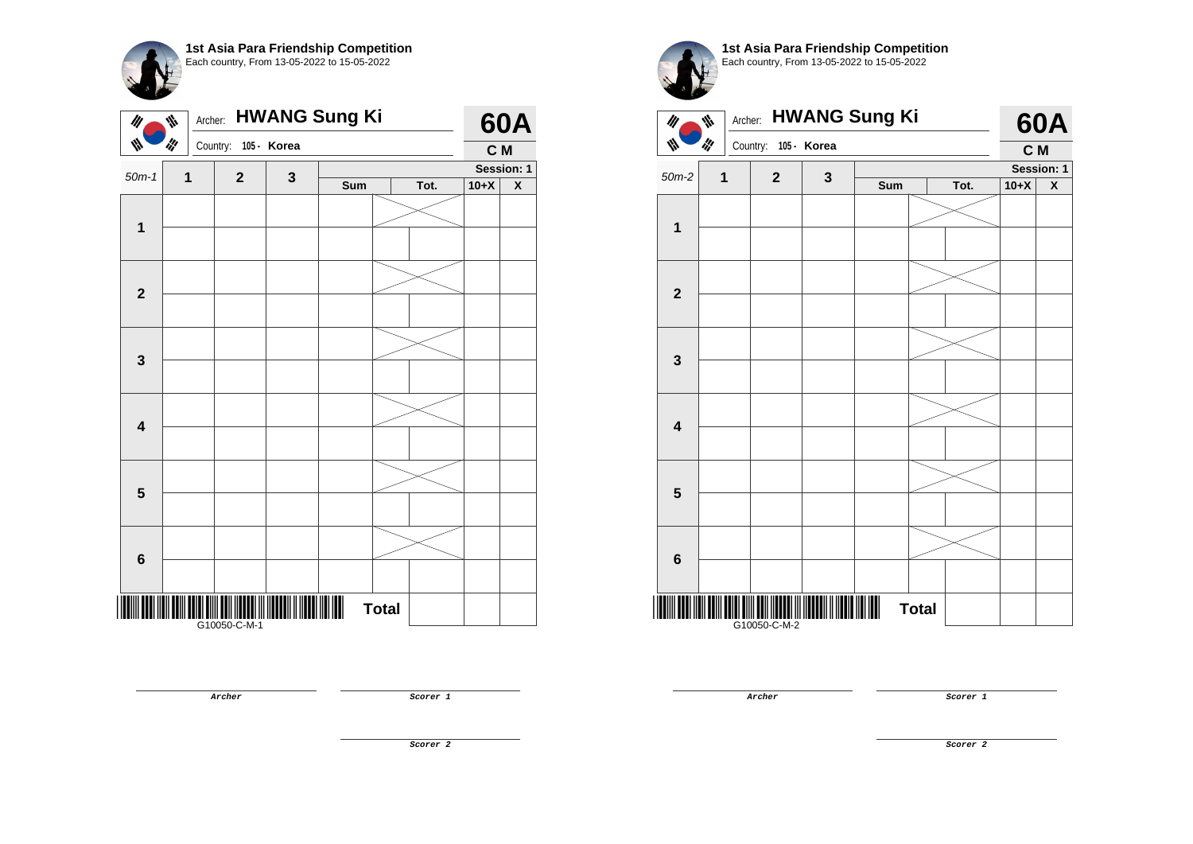## 1st Asia Para Friendship Competition
Each country, From 13-05-2022 to 15-05-2022

Archer: **HWANG Sung Ki**

Country: 105 - Korea

**60A**

**C M**

| 50m-1 | 1 | 2 | 3 | Sum | | Tot. | 10+X | X |
|---|---|---|---|---|---|---|---|---|
| | | | | | | | Session: 1 | |
| **1** | | | | | | | | |
| | | | | | | | | |
| **2** | | | | | | | | |
| | | | | | | | | |
| **3** | | | | | | | | |
| | | | | | | | | |
| **4** | | | | | | | | |
| | | | | | | | | |
| **5** | | | | | | | | |
| | | | | | | | | |
| **6** | | | | | | | | |
| | | | | | | | | |
| | | | | **Total** | | | | |

G10050-C-M-1

**Archer**

**Scorer 1**

**Scorer 2**

## 1st Asia Para Friendship Competition
Each country, From 13-05-2022 to 15-05-2022

Archer: **HWANG Sung Ki**

Country: 105 - Korea

**60A**

**C M**

| 50m-2 | 1 | 2 | 3 | Sum | | Tot. | 10+X | X |
|---|---|---|---|---|---|---|---|---|
| | | | | | | | Session: 1 | |
| **1** | | | | | | | | |
| | | | | | | | | |
| **2** | | | | | | | | |
| | | | | | | | | |
| **3** | | | | | | | | |
| | | | | | | | | |
| **4** | | | | | | | | |
| | | | | | | | | |
| **5** | | | | | | | | |
| | | | | | | | | |
| **6** | | | | | | | | |
| | | | | | | | | |
| | | | | **Total** | | | | |

G10050-C-M-2

**Archer**

**Scorer 1**

**Scorer 2**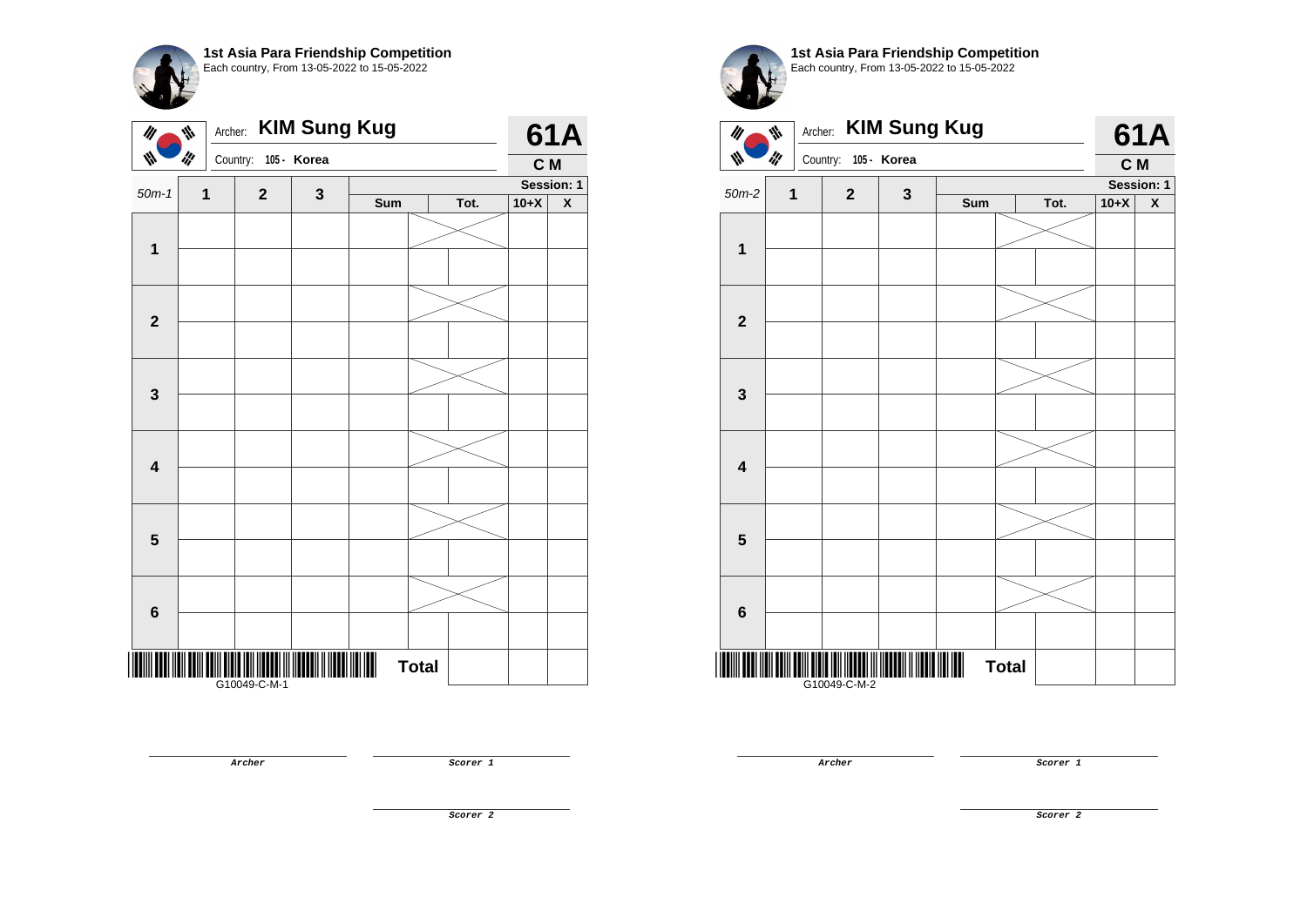**1st Asia Para Friendship Competition**
Each country, From 13-05-2022 to 15-05-2022

Archer: **KIM Sung Kug**
Country: 105 - Korea

**61A**
**C M**

| 50m-1 | 1 | 2 | 3 | Sum | Tot. | | 10+X | X |
|---|---|---|---|---|---|---|---|---|
| **1** | | | | | | | | |
| | | | | | | | | |
| **2** | | | | | | | | |
| | | | | | | | | |
| **3** | | | | | | | | |
| | | | | | | | | |
| **4** | | | | | | | | |
| | | | | | | | | |
| **5** | | | | | | | | |
| | | | | | | | | |
| **6** | | | | | | | | |
| | | | | | | | | |
| | | | | | **Total** | | | |

Session: 1

G10049-C-M-1

**Archer** | **Scorer 1** | **Scorer 2**

---

**1st Asia Para Friendship Competition**
Each country, From 13-05-2022 to 15-05-2022

Archer: **KIM Sung Kug**
Country: 105 - Korea

**61A**
**C M**

| 50m-2 | 1 | 2 | 3 | Sum | Tot. | | 10+X | X |
|---|---|---|---|---|---|---|---|---|
| **1** | | | | | | | | |
| | | | | | | | | |
| **2** | | | | | | | | |
| | | | | | | | | |
| **3** | | | | | | | | |
| | | | | | | | | |
| **4** | | | | | | | | |
| | | | | | | | | |
| **5** | | | | | | | | |
| | | | | | | | | |
| **6** | | | | | | | | |
| | | | | | | | | |
| | | | | | **Total** | | | |

Session: 1

G10049-C-M-2

**Archer** | **Scorer 1** | **Scorer 2**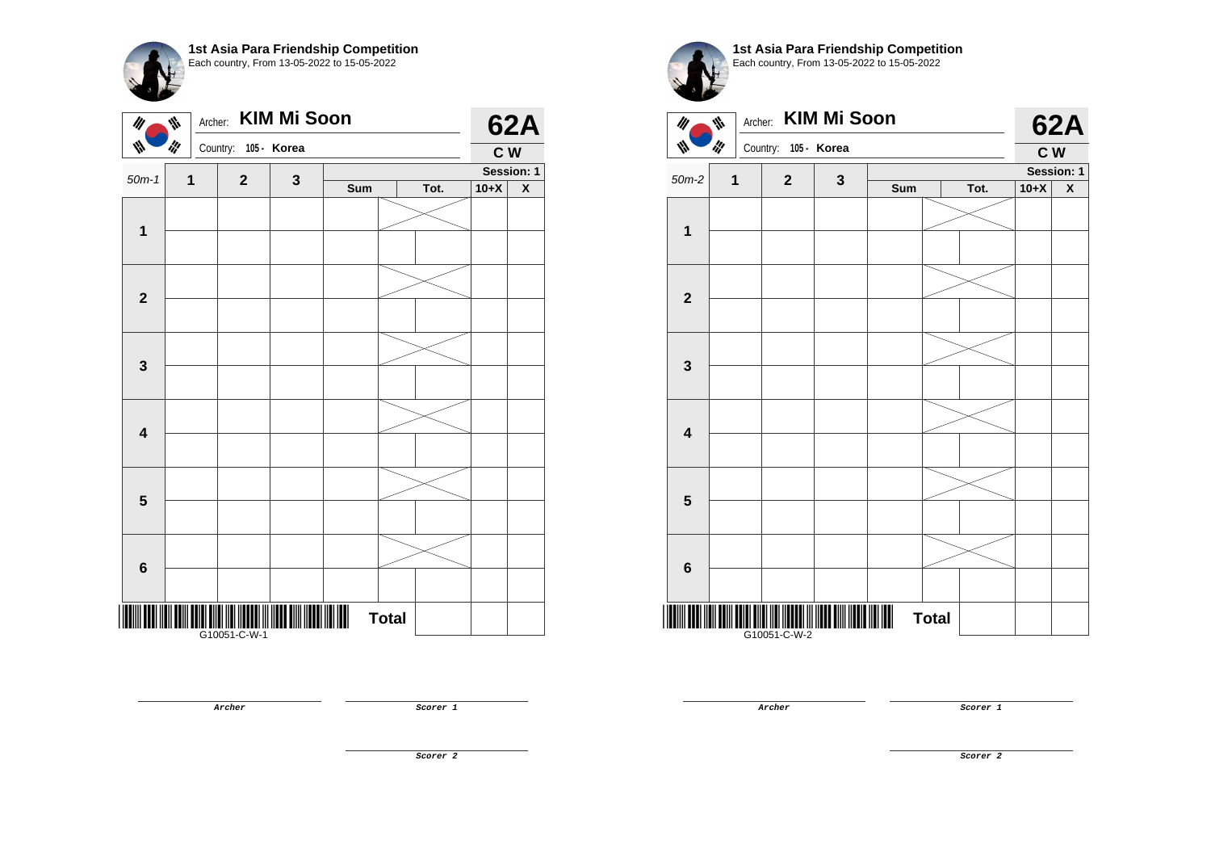**1st Asia Para Friendship Competition**
Each country, From 13-05-2022 to 15-05-2022

Archer: **KIM Mi Soon** — **62A**
Country: 105 - Korea — **C W**

| 50m-1 | 1 | 2 | 3 | Sum | Tot. | 10+X | X |
|---|---|---|---|---|---|---|---|
| 1 | | | | | | | |
| | | | | | | | |
| 2 | | | | | | | |
| | | | | | | | |
| 3 | | | | | | | |
| | | | | | | | |
| 4 | | | | | | | |
| | | | | | | | |
| 5 | | | | | | | |
| | | | | | | | |
| 6 | | | | | | | |
| | | | | | | | |
| | | | | **Total** | | | |

Session: 1

G10051-C-W-1

Archer

Scorer 1

Scorer 2

**1st Asia Para Friendship Competition**
Each country, From 13-05-2022 to 15-05-2022

Archer: **KIM Mi Soon** — **62A**
Country: 105 - Korea — **C W**

| 50m-2 | 1 | 2 | 3 | Sum | Tot. | 10+X | X |
|---|---|---|---|---|---|---|---|
| 1 | | | | | | | |
| | | | | | | | |
| 2 | | | | | | | |
| | | | | | | | |
| 3 | | | | | | | |
| | | | | | | | |
| 4 | | | | | | | |
| | | | | | | | |
| 5 | | | | | | | |
| | | | | | | | |
| 6 | | | | | | | |
| | | | | | | | |
| | | | | **Total** | | | |

Session: 1

G10051-C-W-2

Archer

Scorer 1

Scorer 2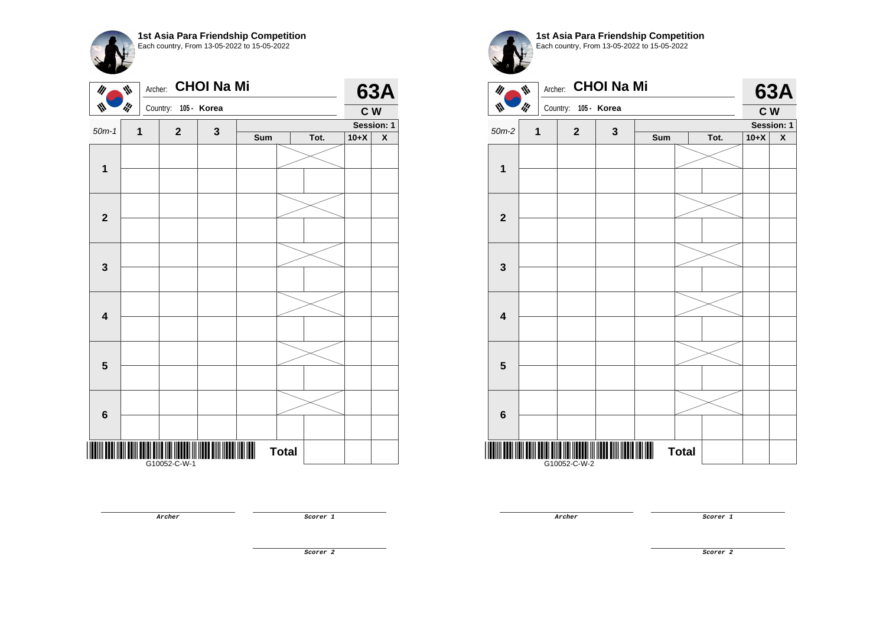**1st Asia Para Friendship Competition**
Each country, From 13-05-2022 to 15-05-2022

Archer: **CHOI Na Mi**
Country: 105 - Korea

**63A**
**C W**

| 50m-1 | 1 | 2 | 3 | Sum | | Tot. | 10+X | X |
|---|---|---|---|---|---|---|---|---|
| | | | | | | | **Session: 1** | |
| **1** | | | | | | | | |
| | | | | | | | | |
| **2** | | | | | | | | |
| | | | | | | | | |
| **3** | | | | | | | | |
| | | | | | | | | |
| **4** | | | | | | | | |
| | | | | | | | | |
| **5** | | | | | | | | |
| | | | | | | | | |
| **6** | | | | | | | | |
| | | | | | | | | |
| | | | | | **Total** | | | |

G10052-C-W-1

Archer

Scorer 1

Scorer 2

**1st Asia Para Friendship Competition**
Each country, From 13-05-2022 to 15-05-2022

Archer: **CHOI Na Mi**
Country: 105 - Korea

**63A**
**C W**

| 50m-2 | 1 | 2 | 3 | Sum | | Tot. | 10+X | X |
|---|---|---|---|---|---|---|---|---|
| | | | | | | | **Session: 1** | |
| **1** | | | | | | | | |
| | | | | | | | | |
| **2** | | | | | | | | |
| | | | | | | | | |
| **3** | | | | | | | | |
| | | | | | | | | |
| **4** | | | | | | | | |
| | | | | | | | | |
| **5** | | | | | | | | |
| | | | | | | | | |
| **6** | | | | | | | | |
| | | | | | | | | |
| | | | | | **Total** | | | |

G10052-C-W-2

Archer

Scorer 1

Scorer 2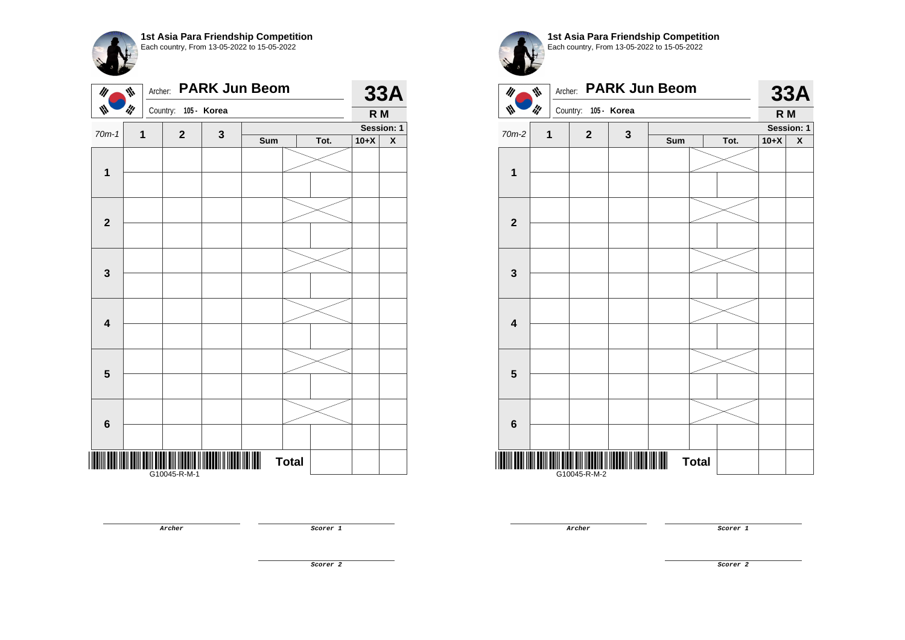**1st Asia Para Friendship Competition**
Each country, From 13-05-2022 to 15-05-2022

Archer: **PARK Jun Beom**
Country: 105 - Korea

**33A**
**R M**

| 70m-1 | 1 | 2 | 3 | Sum | Tot. | 10+X | X |
|---|---|---|---|---|---|---|---|
| Session: 1 | | | | | | | |
| **1** | | | | | | | |
| | | | | | | | |
| **2** | | | | | | | |
| | | | | | | | |
| **3** | | | | | | | |
| | | | | | | | |
| **4** | | | | | | | |
| | | | | | | | |
| **5** | | | | | | | |
| | | | | | | | |
| **6** | | | | | | | |
| | | | | | | | |
| | | | | **Total** | | | |

G10045-R-M-1

Archer

Scorer 1

Scorer 2

**1st Asia Para Friendship Competition**
Each country, From 13-05-2022 to 15-05-2022

Archer: **PARK Jun Beom**
Country: 105 - Korea

**33A**
**R M**

| 70m-2 | 1 | 2 | 3 | Sum | Tot. | 10+X | X |
|---|---|---|---|---|---|---|---|
| Session: 1 | | | | | | | |
| **1** | | | | | | | |
| | | | | | | | |
| **2** | | | | | | | |
| | | | | | | | |
| **3** | | | | | | | |
| | | | | | | | |
| **4** | | | | | | | |
| | | | | | | | |
| **5** | | | | | | | |
| | | | | | | | |
| **6** | | | | | | | |
| | | | | | | | |
| | | | | **Total** | | | |

G10045-R-M-2

Archer

Scorer 1

Scorer 2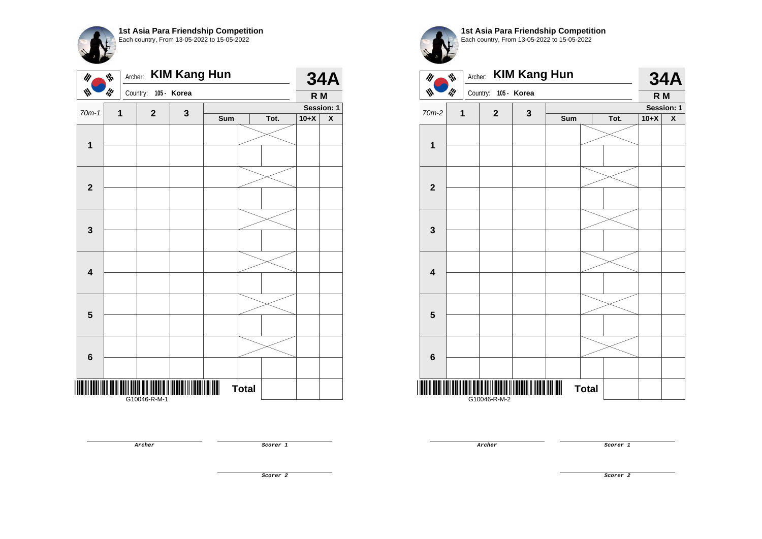**1st Asia Para Friendship Competition**
Each country, From 13-05-2022 to 15-05-2022

Archer: **KIM Kang Hun**
Country: 105 - **Korea**

**34A**
**R M**

| 70m-1 | 1 | 2 | 3 | Sum | Tot. | 10+X | X |
|---|---|---|---|---|---|---|---|
| | | | | | | Session: 1 | |
| **1** | | | | | | | |
| | | | | | | | |
| **2** | | | | | | | |
| | | | | | | | |
| **3** | | | | | | | |
| | | | | | | | |
| **4** | | | | | | | |
| | | | | | | | |
| **5** | | | | | | | |
| | | | | | | | |
| **6** | | | | | | | |
| | | | | | | | |
| | | | | **Total** | | | |

G10046-R-M-1

***Archer***

***Scorer 1***

***Scorer 2***

**1st Asia Para Friendship Competition**
Each country, From 13-05-2022 to 15-05-2022

Archer: **KIM Kang Hun**
Country: 105 - **Korea**

**34A**
**R M**

| 70m-2 | 1 | 2 | 3 | Sum | Tot. | 10+X | X |
|---|---|---|---|---|---|---|---|
| | | | | | | Session: 1 | |
| **1** | | | | | | | |
| | | | | | | | |
| **2** | | | | | | | |
| | | | | | | | |
| **3** | | | | | | | |
| | | | | | | | |
| **4** | | | | | | | |
| | | | | | | | |
| **5** | | | | | | | |
| | | | | | | | |
| **6** | | | | | | | |
| | | | | | | | |
| | | | | **Total** | | | |

G10046-R-M-2

***Archer***

***Scorer 1***

***Scorer 2***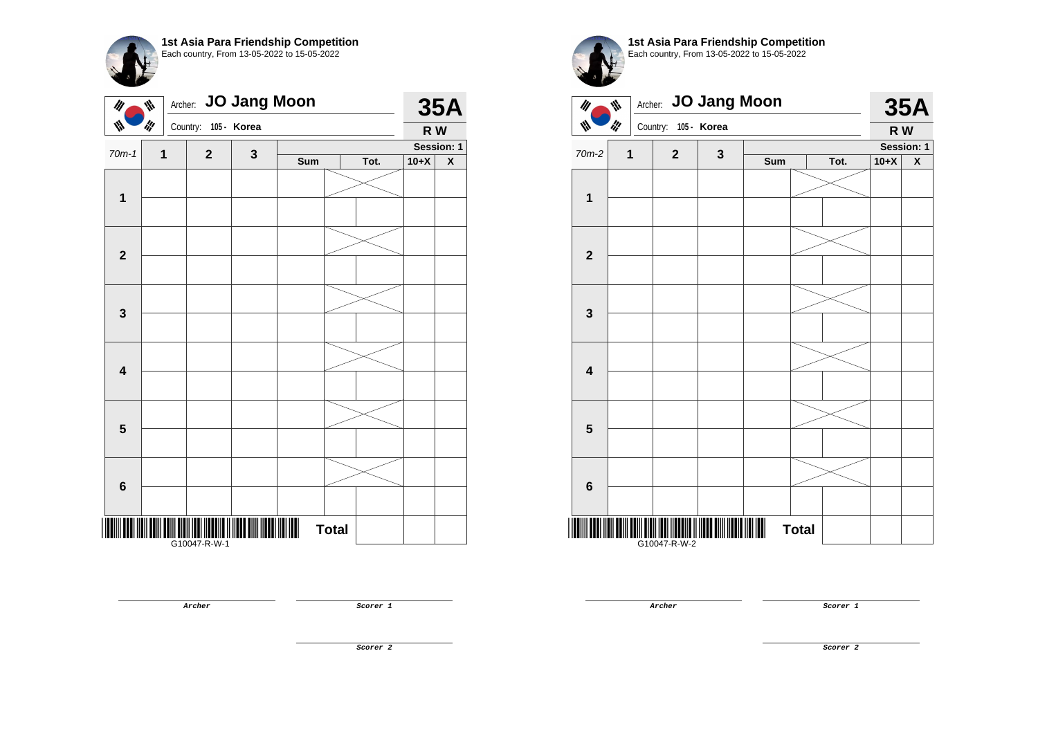**1st Asia Para Friendship Competition**
Each country, From 13-05-2022 to 15-05-2022

Archer: **JO Jang Moon**
Country: **105 - Korea**

**35A**
**R W**

| 70m-1 | 1 | 2 | 3 | Sum | | Tot. | 10+X | X |
|---|---|---|---|---|---|---|---|---|
| | | | | | | | Session: 1 | |
| 1 | | | | | | | | |
| | | | | | | | | |
| 2 | | | | | | | | |
| | | | | | | | | |
| 3 | | | | | | | | |
| | | | | | | | | |
| 4 | | | | | | | | |
| | | | | | | | | |
| 5 | | | | | | | | |
| | | | | | | | | |
| 6 | | | | | | | | |
| | | | | | | | | |
| | | | | | Total | | | |

G10047-R-W-1

Archer

Scorer 1

Scorer 2

**1st Asia Para Friendship Competition**
Each country, From 13-05-2022 to 15-05-2022

Archer: **JO Jang Moon**
Country: **105 - Korea**

**35A**
**R W**

| 70m-2 | 1 | 2 | 3 | Sum | | Tot. | 10+X | X |
|---|---|---|---|---|---|---|---|---|
| | | | | | | | Session: 1 | |
| 1 | | | | | | | | |
| | | | | | | | | |
| 2 | | | | | | | | |
| | | | | | | | | |
| 3 | | | | | | | | |
| | | | | | | | | |
| 4 | | | | | | | | |
| | | | | | | | | |
| 5 | | | | | | | | |
| | | | | | | | | |
| 6 | | | | | | | | |
| | | | | | | | | |
| | | | | | Total | | | |

G10047-R-W-2

Archer

Scorer 1

Scorer 2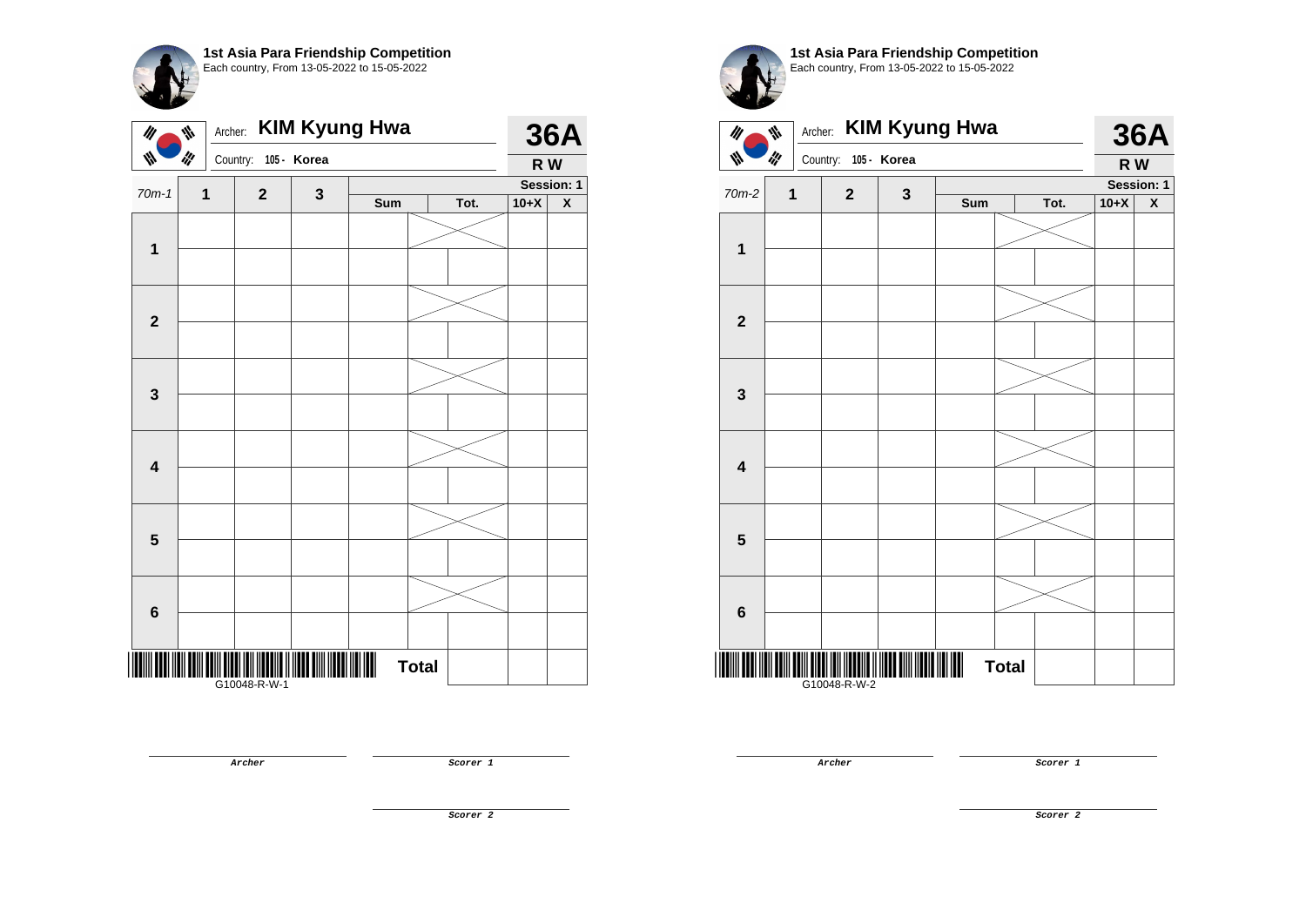**1st Asia Para Friendship Competition**
Each country, From 13-05-2022 to 15-05-2022

Archer: **KIM Kyung Hwa**
Country: **105 - Korea**

**36A**
**R W**

| 70m-1 | 1 | 2 | 3 | Sum | Tot. | 10+X | X |
|---|---|---|---|---|---|---|---|
| | | | | | | | Session: 1 |
| **1** | | | | | | | |
| | | | | | | | |
| **2** | | | | | | | |
| | | | | | | | |
| **3** | | | | | | | |
| | | | | | | | |
| **4** | | | | | | | |
| | | | | | | | |
| **5** | | | | | | | |
| | | | | | | | |
| **6** | | | | | | | |
| | | | | | | | |
| | | | | **Total** | | | |

G10048-R-W-1

Archer

Scorer 1

Scorer 2

**1st Asia Para Friendship Competition**
Each country, From 13-05-2022 to 15-05-2022

Archer: **KIM Kyung Hwa**
Country: **105 - Korea**

**36A**
**R W**

| 70m-2 | 1 | 2 | 3 | Sum | Tot. | 10+X | X |
|---|---|---|---|---|---|---|---|
| | | | | | | | Session: 1 |
| **1** | | | | | | | |
| | | | | | | | |
| **2** | | | | | | | |
| | | | | | | | |
| **3** | | | | | | | |
| | | | | | | | |
| **4** | | | | | | | |
| | | | | | | | |
| **5** | | | | | | | |
| | | | | | | | |
| **6** | | | | | | | |
| | | | | | | | |
| | | | | **Total** | | | |

G10048-R-W-2

Archer

Scorer 1

Scorer 2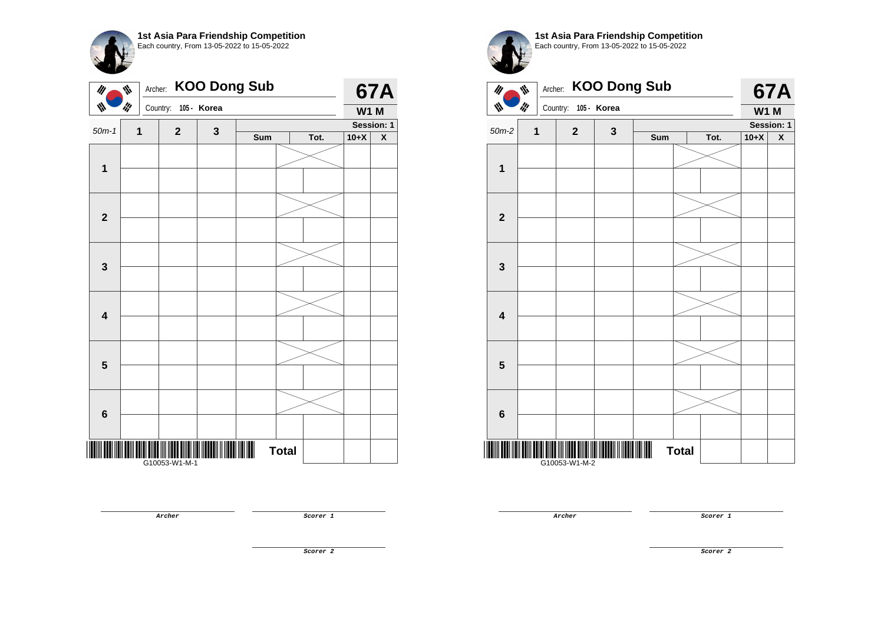**1st Asia Para Friendship Competition**
Each country, From 13-05-2022 to 15-05-2022

Archer: **KOO Dong Sub**
Country: **105 - Korea**

**67A**
**W1 M**

| 50m-1 | 1 | 2 | 3 | Sum | Tot. | 10+X | X |
|---|---|---|---|---|---|---|---|
| Session: 1 | | | | | | | |
| **1** | | | | | | | |
| | | | | | | | |
| **2** | | | | | | | |
| | | | | | | | |
| **3** | | | | | | | |
| | | | | | | | |
| **4** | | | | | | | |
| | | | | | | | |
| **5** | | | | | | | |
| | | | | | | | |
| **6** | | | | | | | |
| | | | | | | | |
| | | | | **Total** | | | |

G10053-W1-M-1

Archer

Scorer 1

Scorer 2

**1st Asia Para Friendship Competition**
Each country, From 13-05-2022 to 15-05-2022

Archer: **KOO Dong Sub**
Country: **105 - Korea**

**67A**
**W1 M**

| 50m-2 | 1 | 2 | 3 | Sum | Tot. | 10+X | X |
|---|---|---|---|---|---|---|---|
| Session: 1 | | | | | | | |
| **1** | | | | | | | |
| | | | | | | | |
| **2** | | | | | | | |
| | | | | | | | |
| **3** | | | | | | | |
| | | | | | | | |
| **4** | | | | | | | |
| | | | | | | | |
| **5** | | | | | | | |
| | | | | | | | |
| **6** | | | | | | | |
| | | | | | | | |
| | | | | **Total** | | | |

G10053-W1-M-2

Archer

Scorer 1

Scorer 2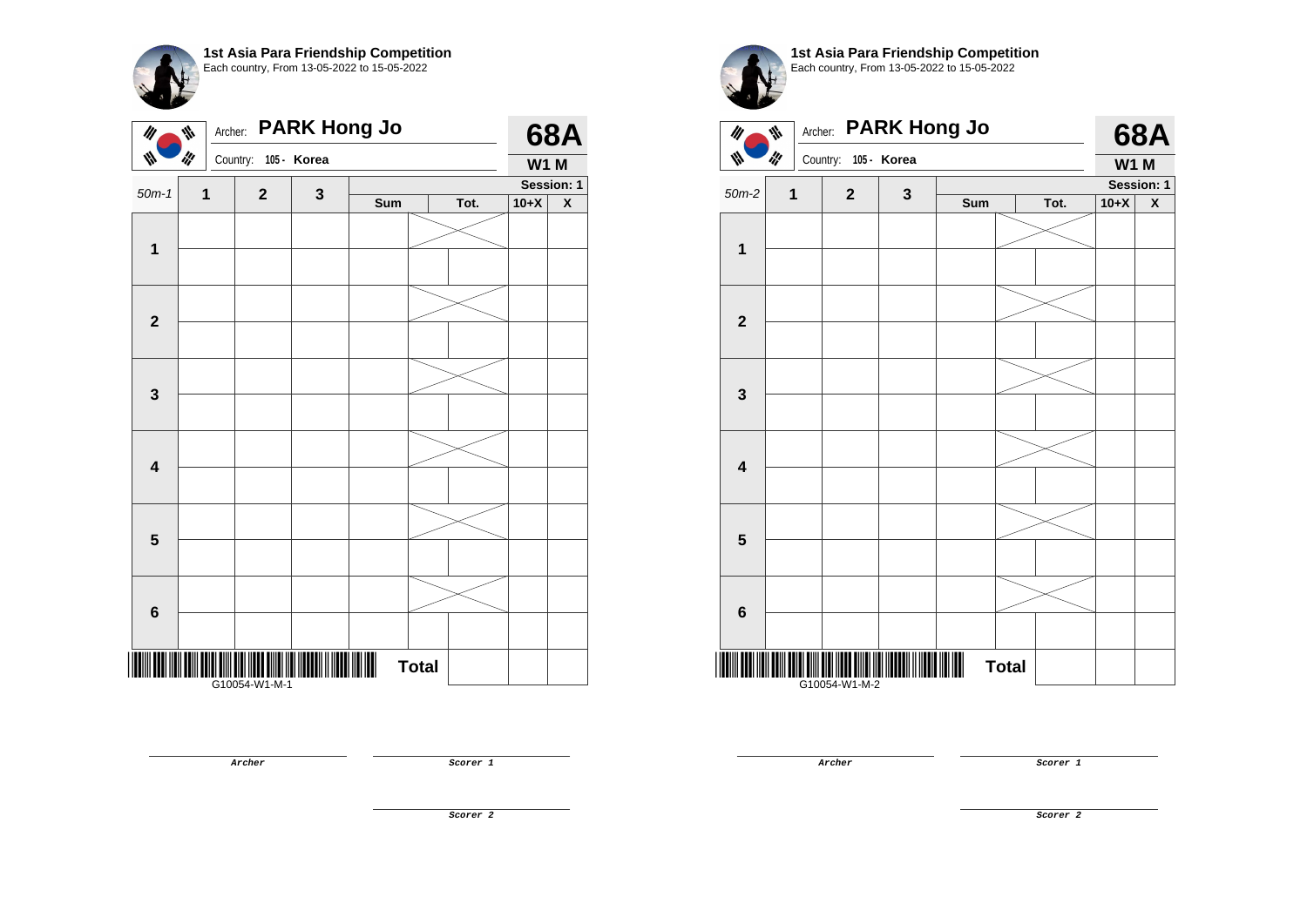**1st Asia Para Friendship Competition**
Each country, From 13-05-2022 to 15-05-2022

Archer: **PARK Hong Jo**
Country: 105 - Korea

**68A**
**W1 M**

| 50m-1 | 1 | 2 | 3 | Sum | Tot. | 10+X | X |
|---|---|---|---|---|---|---|---|
| | | | | | | Session: 1 | |
| 1 | | | | | | | |
| | | | | | | | |
| 2 | | | | | | | |
| | | | | | | | |
| 3 | | | | | | | |
| | | | | | | | |
| 4 | | | | | | | |
| | | | | | | | |
| 5 | | | | | | | |
| | | | | | | | |
| 6 | | | | | | | |
| | | | | | | | |
| | | | | **Total** | | | |

G10054-W1-M-1

**Archer**

**Scorer 1**

**Scorer 2**

**1st Asia Para Friendship Competition**
Each country, From 13-05-2022 to 15-05-2022

Archer: **PARK Hong Jo**
Country: 105 - Korea

**68A**
**W1 M**

| 50m-2 | 1 | 2 | 3 | Sum | Tot. | 10+X | X |
|---|---|---|---|---|---|---|---|
| | | | | | | Session: 1 | |
| 1 | | | | | | | |
| | | | | | | | |
| 2 | | | | | | | |
| | | | | | | | |
| 3 | | | | | | | |
| | | | | | | | |
| 4 | | | | | | | |
| | | | | | | | |
| 5 | | | | | | | |
| | | | | | | | |
| 6 | | | | | | | |
| | | | | | | | |
| | | | | **Total** | | | |

G10054-W1-M-2

**Archer**

**Scorer 1**

**Scorer 2**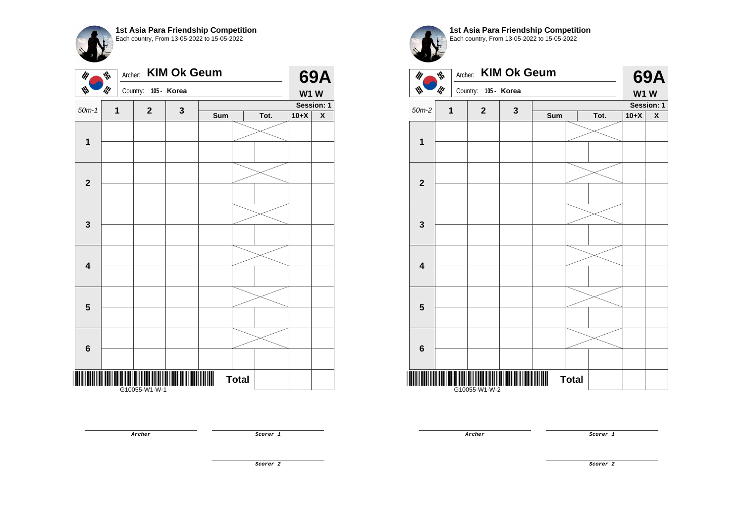## 1st Asia Para Friendship Competition

Each country, From 13-05-2022 to 15-05-2022

Archer: **KIM Ok Geum**

Country: 105 - Korea

**69A**

**W1 W**

| 50m-1 | 1 | 2 | 3 | Sum | Tot. | 10+X | X |
|---|---|---|---|---|---|---|---|
| | | | | | | Session: 1 | |
| 1 | | | | | | | |
| | | | | | | | |
| 2 | | | | | | | |
| | | | | | | | |
| 3 | | | | | | | |
| | | | | | | | |
| 4 | | | | | | | |
| | | | | | | | |
| 5 | | | | | | | |
| | | | | | | | |
| 6 | | | | | | | |
| | | | | | | | |
| | | | | Total | | | |

G10055-W1-W-1

**Archer**

**Scorer 1**

**Scorer 2**

## 1st Asia Para Friendship Competition

Each country, From 13-05-2022 to 15-05-2022

Archer: **KIM Ok Geum**

Country: 105 - Korea

**69A**

**W1 W**

| 50m-2 | 1 | 2 | 3 | Sum | Tot. | 10+X | X |
|---|---|---|---|---|---|---|---|
| | | | | | | Session: 1 | |
| 1 | | | | | | | |
| | | | | | | | |
| 2 | | | | | | | |
| | | | | | | | |
| 3 | | | | | | | |
| | | | | | | | |
| 4 | | | | | | | |
| | | | | | | | |
| 5 | | | | | | | |
| | | | | | | | |
| 6 | | | | | | | |
| | | | | | | | |
| | | | | Total | | | |

G10055-W1-W-2

**Archer**

**Scorer 1**

**Scorer 2**